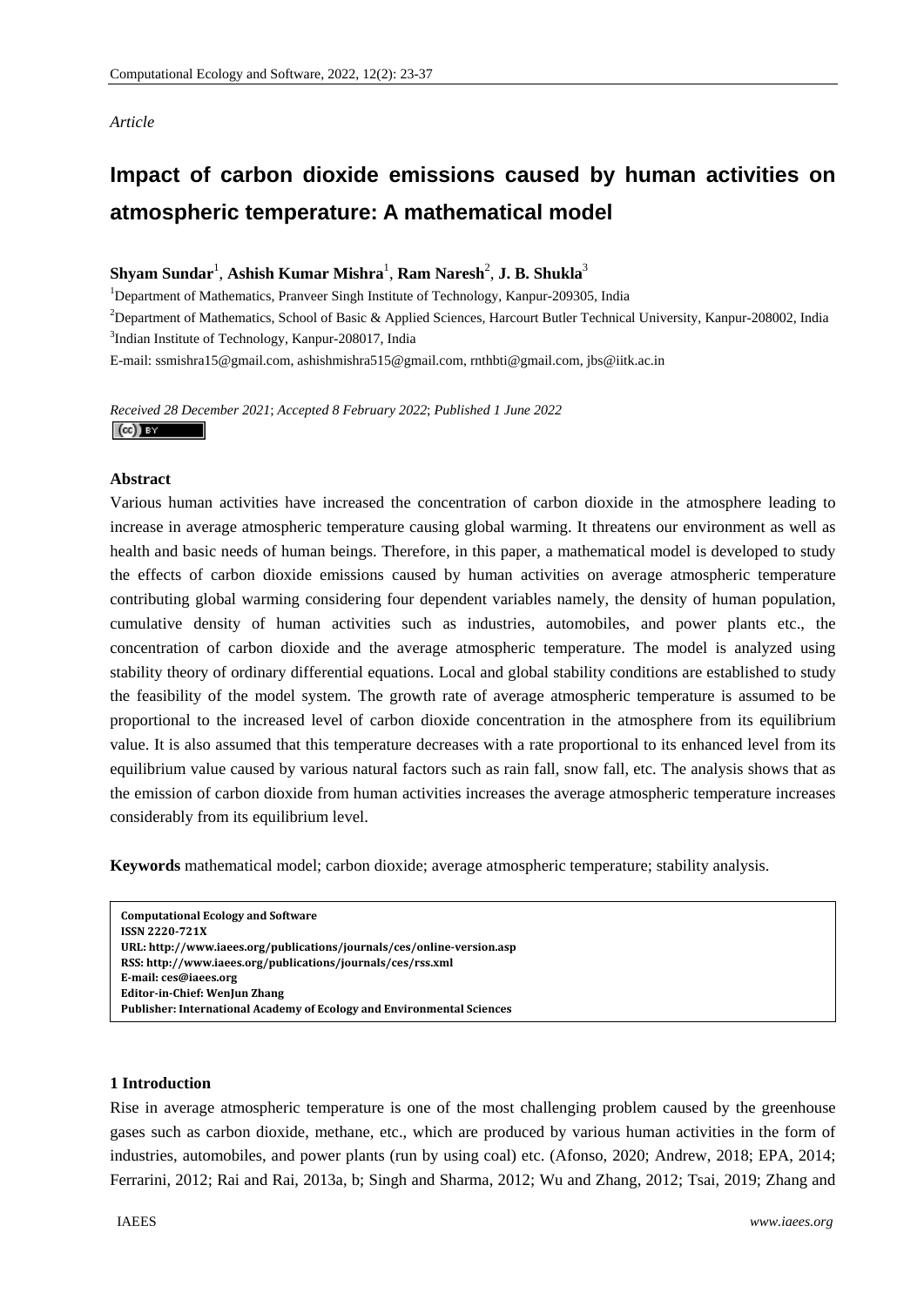*Article*

# Impact of carbon dioxide emissions caused by human activities on atmospheric temperature: A mathematical model

**Shyam Sundar**[1], **Ashish Kumar Mishra**[1], **Ram Naresh**[2], **J. B. Shukla**[3]

[1]Department of Mathematics, Pranveer Singh Institute of Technology, Kanpur-209305, India

[2]Department of Mathematics, School of Basic & Applied Sciences, Harcourt Butler Technical University, Kanpur-208002, India

[3]Indian Institute of Technology, Kanpur-208017, India

E-mail: ssmishra15@gmail.com, ashishmishra515@gmail.com, rnthbti@gmail.com, jbs@iitk.ac.in

*Received 28 December 2021*; *Accepted 8 February 2022*; *Published 1 June 2022*

### Abstract

Various human activities have increased the concentration of carbon dioxide in the atmosphere leading to increase in average atmospheric temperature causing global warming. It threatens our environment as well as health and basic needs of human beings. Therefore, in this paper, a mathematical model is developed to study the effects of carbon dioxide emissions caused by human activities on average atmospheric temperature contributing global warming considering four dependent variables namely, the density of human population, cumulative density of human activities such as industries, automobiles, and power plants etc., the concentration of carbon dioxide and the average atmospheric temperature. The model is analyzed using stability theory of ordinary differential equations. Local and global stability conditions are established to study the feasibility of the model system. The growth rate of average atmospheric temperature is assumed to be proportional to the increased level of carbon dioxide concentration in the atmosphere from its equilibrium value. It is also assumed that this temperature decreases with a rate proportional to its enhanced level from its equilibrium value caused by various natural factors such as rain fall, snow fall, etc. The analysis shows that as the emission of carbon dioxide from human activities increases the average atmospheric temperature increases considerably from its equilibrium level.

**Keywords** mathematical model; carbon dioxide; average atmospheric temperature; stability analysis.

**Computational Ecology and Software**
**ISSN 2220-721X**
**URL: http://www.iaees.org/publications/journals/ces/online-version.asp**
**RSS: http://www.iaees.org/publications/journals/ces/rss.xml**
**E-mail: ces@iaees.org**
**Editor-in-Chief: WenJun Zhang**
**Publisher: International Academy of Ecology and Environmental Sciences**

## 1 Introduction

Rise in average atmospheric temperature is one of the most challenging problem caused by the greenhouse gases such as carbon dioxide, methane, etc., which are produced by various human activities in the form of industries, automobiles, and power plants (run by using coal) etc. (Afonso, 2020; Andrew, 2018; EPA, 2014; Ferrarini, 2012; Rai and Rai, 2013a, b; Singh and Sharma, 2012; Wu and Zhang, 2012; Tsai, 2019; Zhang and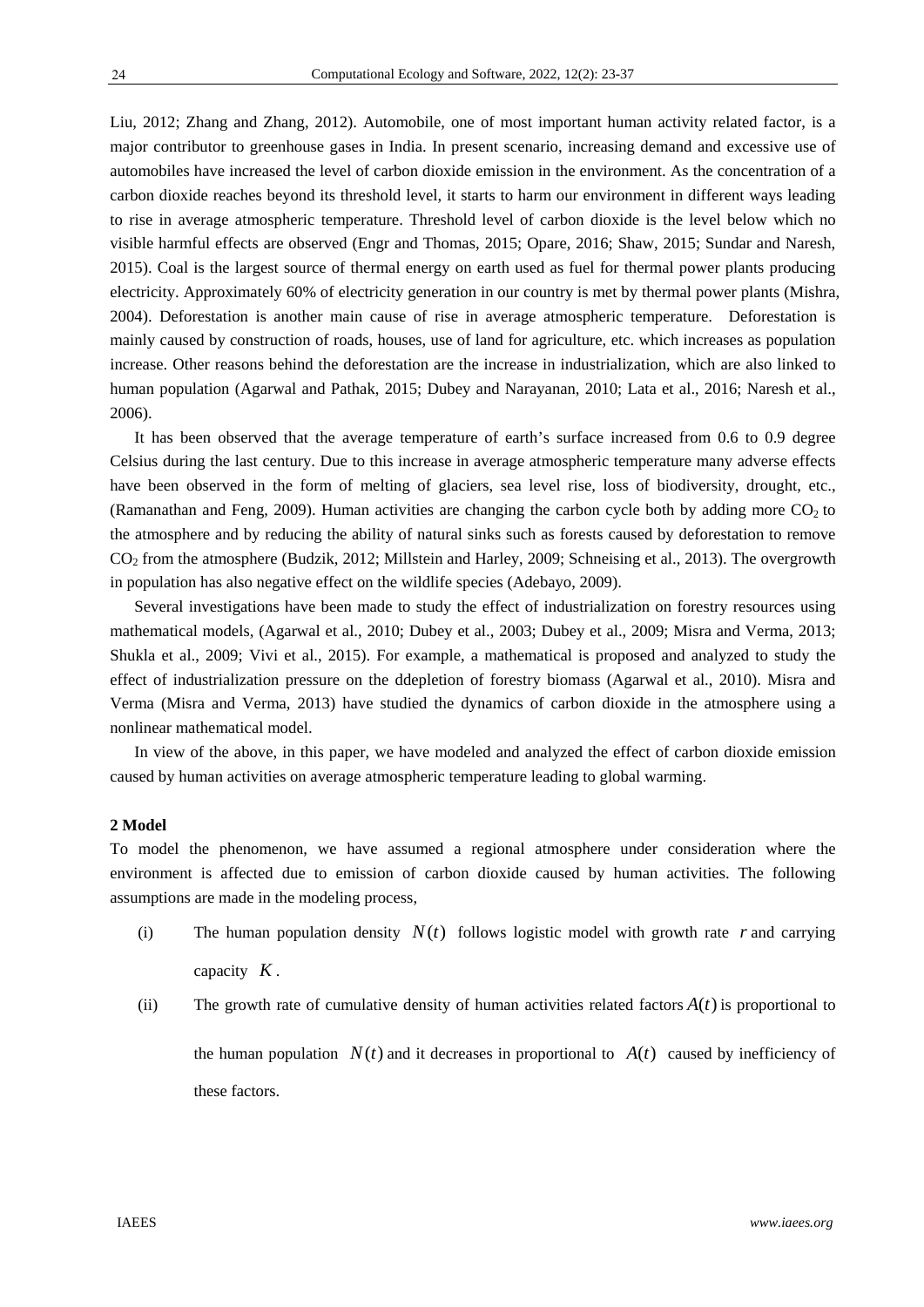Liu, 2012; Zhang and Zhang, 2012). Automobile, one of most important human activity related factor, is a major contributor to greenhouse gases in India. In present scenario, increasing demand and excessive use of automobiles have increased the level of carbon dioxide emission in the environment. As the concentration of a carbon dioxide reaches beyond its threshold level, it starts to harm our environment in different ways leading to rise in average atmospheric temperature. Threshold level of carbon dioxide is the level below which no visible harmful effects are observed (Engr and Thomas, 2015; Opare, 2016; Shaw, 2015; Sundar and Naresh, 2015). Coal is the largest source of thermal energy on earth used as fuel for thermal power plants producing electricity. Approximately 60% of electricity generation in our country is met by thermal power plants (Mishra, 2004). Deforestation is another main cause of rise in average atmospheric temperature. Deforestation is mainly caused by construction of roads, houses, use of land for agriculture, etc. which increases as population increase. Other reasons behind the deforestation are the increase in industrialization, which are also linked to human population (Agarwal and Pathak, 2015; Dubey and Narayanan, 2010; Lata et al., 2016; Naresh et al., 2006).

It has been observed that the average temperature of earth's surface increased from 0.6 to 0.9 degree Celsius during the last century. Due to this increase in average atmospheric temperature many adverse effects have been observed in the form of melting of glaciers, sea level rise, loss of biodiversity, drought, etc., (Ramanathan and Feng, 2009). Human activities are changing the carbon cycle both by adding more $CO_2$ to the atmosphere and by reducing the ability of natural sinks such as forests caused by deforestation to remove $CO_2$ from the atmosphere (Budzik, 2012; Millstein and Harley, 2009; Schneising et al., 2013). The overgrowth in population has also negative effect on the wildlife species (Adebayo, 2009).

Several investigations have been made to study the effect of industrialization on forestry resources using mathematical models, (Agarwal et al., 2010; Dubey et al., 2003; Dubey et al., 2009; Misra and Verma, 2013; Shukla et al., 2009; Vivi et al., 2015). For example, a mathematical is proposed and analyzed to study the effect of industrialization pressure on the ddepletion of forestry biomass (Agarwal et al., 2010). Misra and Verma (Misra and Verma, 2013) have studied the dynamics of carbon dioxide in the atmosphere using a nonlinear mathematical model.

In view of the above, in this paper, we have modeled and analyzed the effect of carbon dioxide emission caused by human activities on average atmospheric temperature leading to global warming.

## 2 Model

To model the phenomenon, we have assumed a regional atmosphere under consideration where the environment is affected due to emission of carbon dioxide caused by human activities. The following assumptions are made in the modeling process,

(i) The human population density $N(t)$ follows logistic model with growth rate $r$ and carrying capacity $K$.

(ii) The growth rate of cumulative density of human activities related factors $A(t)$ is proportional to the human population $N(t)$ and it decreases in proportional to $A(t)$ caused by inefficiency of these factors.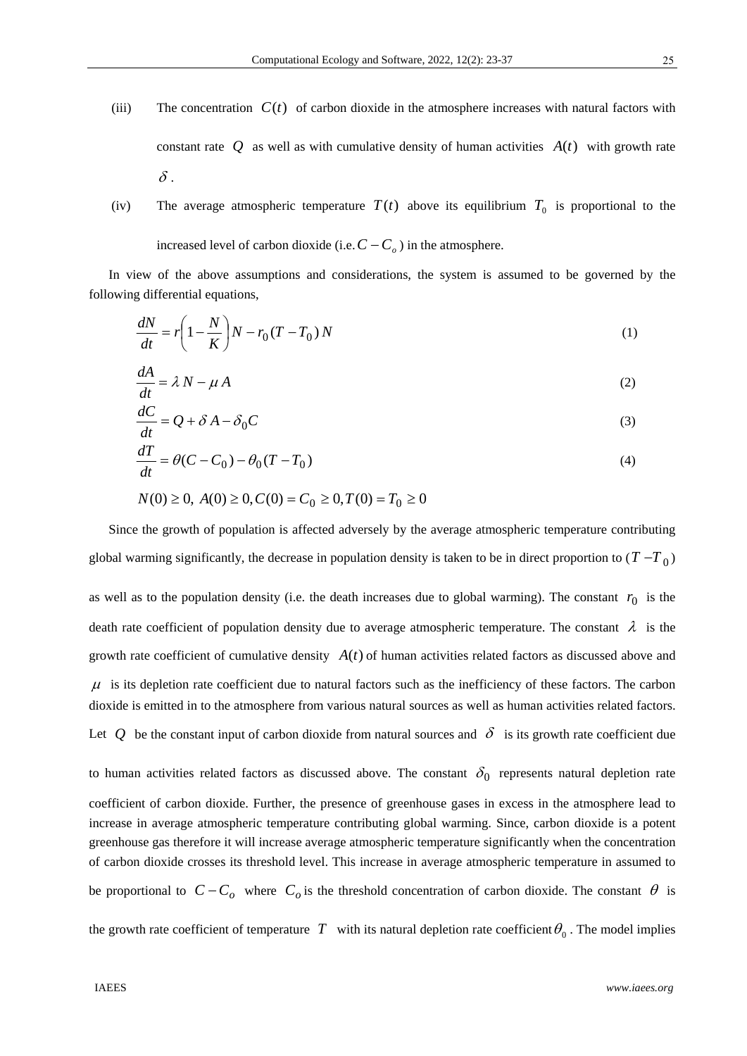(iii) The concentration $C(t)$ of carbon dioxide in the atmosphere increases with natural factors with constant rate $Q$ as well as with cumulative density of human activities $A(t)$ with growth rate $\delta$.

(iv) The average atmospheric temperature $T(t)$ above its equilibrium $T_0$ is proportional to the increased level of carbon dioxide (i.e. $C - C_o$) in the atmosphere.

In view of the above assumptions and considerations, the system is assumed to be governed by the following differential equations,

$$\frac{dN}{dt} = r\left(1 - \frac{N}{K}\right)N - r_0(T - T_0)N \tag{1}$$

$$\frac{dA}{dt} = \lambda N - \mu A \tag{2}$$

$$\frac{dC}{dt} = Q + \delta A - \delta_0 C \tag{3}$$

$$\frac{dT}{dt} = \theta(C - C_0) - \theta_0(T - T_0) \tag{4}$$

$$N(0) \geq 0,\ A(0) \geq 0, C(0) = C_0 \geq 0, T(0) = T_0 \geq 0$$

Since the growth of population is affected adversely by the average atmospheric temperature contributing global warming significantly, the decrease in population density is taken to be in direct proportion to $(T - T_0)$ as well as to the population density (i.e. the death increases due to global warming). The constant $r_0$ is the death rate coefficient of population density due to average atmospheric temperature. The constant $\lambda$ is the growth rate coefficient of cumulative density $A(t)$ of human activities related factors as discussed above and $\mu$ is its depletion rate coefficient due to natural factors such as the inefficiency of these factors. The carbon dioxide is emitted in to the atmosphere from various natural sources as well as human activities related factors. Let $Q$ be the constant input of carbon dioxide from natural sources and $\delta$ is its growth rate coefficient due to human activities related factors as discussed above. The constant $\delta_0$ represents natural depletion rate coefficient of carbon dioxide. Further, the presence of greenhouse gases in excess in the atmosphere lead to increase in average atmospheric temperature contributing global warming. Since, carbon dioxide is a potent greenhouse gas therefore it will increase average atmospheric temperature significantly when the concentration of carbon dioxide crosses its threshold level. This increase in average atmospheric temperature in assumed to be proportional to $C - C_o$ where $C_o$ is the threshold concentration of carbon dioxide. The constant $\theta$ is the growth rate coefficient of temperature $T$ with its natural depletion rate coefficient $\theta_0$. The model implies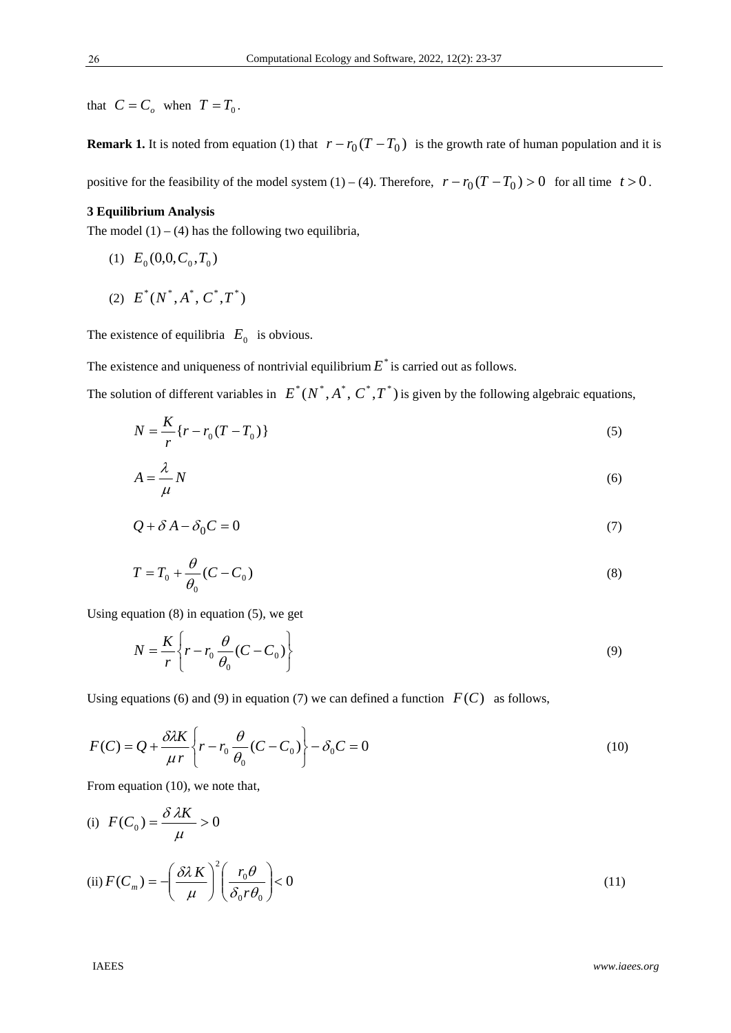that $C = C_o$ when $T = T_0$.

**Remark 1.** It is noted from equation (1) that $r - r_0(T - T_0)$ is the growth rate of human population and it is positive for the feasibility of the model system (1) – (4). Therefore, $r - r_0(T - T_0) > 0$ for all time $t > 0$.

### 3 Equilibrium Analysis

The model (1) – (4) has the following two equilibria,

(1) $E_0(0,0,C_0,T_0)$

(2) $E^*(N^*, A^*, C^*, T^*)$

The existence of equilibria $E_0$ is obvious.

The existence and uniqueness of nontrivial equilibrium $E^*$ is carried out as follows.

The solution of different variables in $E^*(N^*, A^*, C^*, T^*)$ is given by the following algebraic equations,

$$N = \frac{K}{r}\{r - r_0(T - T_0)\} \tag{5}$$

$$A = \frac{\lambda}{\mu} N \tag{6}$$

$$Q + \delta A - \delta_0 C = 0 \tag{7}$$

$$T = T_0 + \frac{\theta}{\theta_0}(C - C_0) \tag{8}$$

Using equation (8) in equation (5), we get

$$N = \frac{K}{r}\left\{r - r_0 \frac{\theta}{\theta_0}(C - C_0)\right\} \tag{9}$$

Using equations (6) and (9) in equation (7) we can defined a function $F(C)$ as follows,

$$F(C) = Q + \frac{\delta\lambda K}{\mu r}\left\{r - r_0 \frac{\theta}{\theta_0}(C - C_0)\right\} - \delta_0 C = 0 \tag{10}$$

From equation (10), we note that,

(i) $F(C_0) = \dfrac{\delta\lambda K}{\mu} > 0$

(ii) $$F(C_m) = -\left(\frac{\delta\lambda K}{\mu}\right)^2\left(\frac{r_0\theta}{\delta_0 r\theta_0}\right) < 0 \tag{11}$$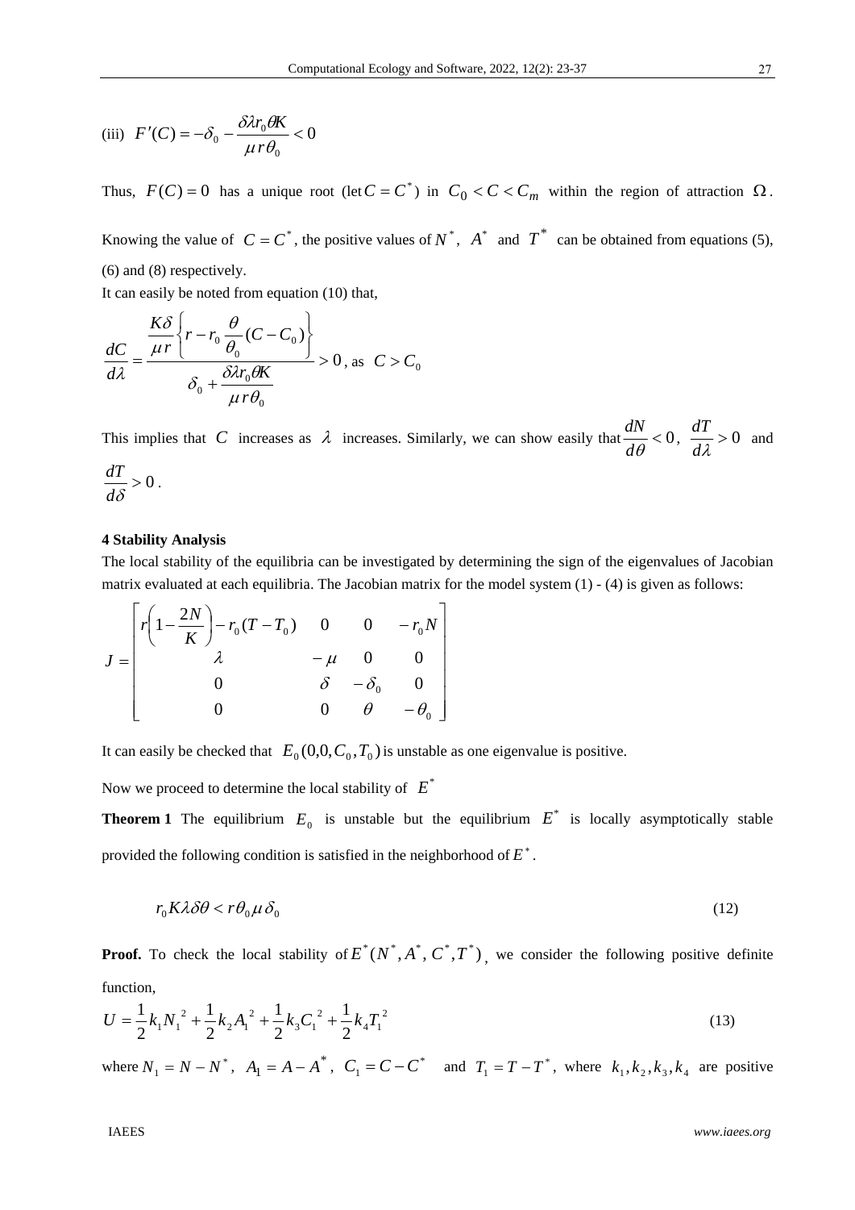(iii) $F'(C) = -\delta_0 - \dfrac{\delta\lambda r_0 \theta K}{\mu r \theta_0} < 0$

Thus, $F(C) = 0$ has a unique root (let $C = C^*$) in $C_0 < C < C_m$ within the region of attraction $\Omega$.

Knowing the value of $C = C^*$, the positive values of $N^*$, $A^*$ and $T^*$ can be obtained from equations (5), (6) and (8) respectively.

It can easily be noted from equation (10) that,

$$\frac{dC}{d\lambda} = \frac{\dfrac{K\delta}{\mu r}\left\{ r - r_0 \dfrac{\theta}{\theta_0}(C - C_0) \right\}}{\delta_0 + \dfrac{\delta\lambda r_0 \theta K}{\mu r \theta_0}} > 0 \text{, as } C > C_0$$

This implies that $C$ increases as $\lambda$ increases. Similarly, we can show easily that $\dfrac{dN}{d\theta} < 0$, $\dfrac{dT}{d\lambda} > 0$ and $\dfrac{dT}{d\delta} > 0$.

## 4 Stability Analysis

The local stability of the equilibria can be investigated by determining the sign of the eigenvalues of Jacobian matrix evaluated at each equilibria. The Jacobian matrix for the model system (1) - (4) is given as follows:

$$J = \begin{bmatrix} r\left(1 - \dfrac{2N}{K}\right) - r_0(T - T_0) & 0 & 0 & -r_0 N \\ \lambda & -\mu & 0 & 0 \\ 0 & \delta & -\delta_0 & 0 \\ 0 & 0 & \theta & -\theta_0 \end{bmatrix}$$

It can easily be checked that $E_0(0, 0, C_0, T_0)$ is unstable as one eigenvalue is positive.

Now we proceed to determine the local stability of $E^*$

**Theorem 1** The equilibrium $E_0$ is unstable but the equilibrium $E^*$ is locally asymptotically stable provided the following condition is satisfied in the neighborhood of $E^*$.

$$r_0 K \lambda \delta \theta < r \theta_0 \mu \delta_0 \tag{12}$$

**Proof.** To check the local stability of $E^*(N^*, A^*, C^*, T^*)$, we consider the following positive definite function,

$$U = \frac{1}{2}k_1 N_1^{\ 2} + \frac{1}{2}k_2 A_1^{\ 2} + \frac{1}{2}k_3 C_1^{\ 2} + \frac{1}{2}k_4 T_1^{\ 2} \tag{13}$$

where $N_1 = N - N^*$, $A_1 = A - A^*$, $C_1 = C - C^*$ and $T_1 = T - T^*$, where $k_1, k_2, k_3, k_4$ are positive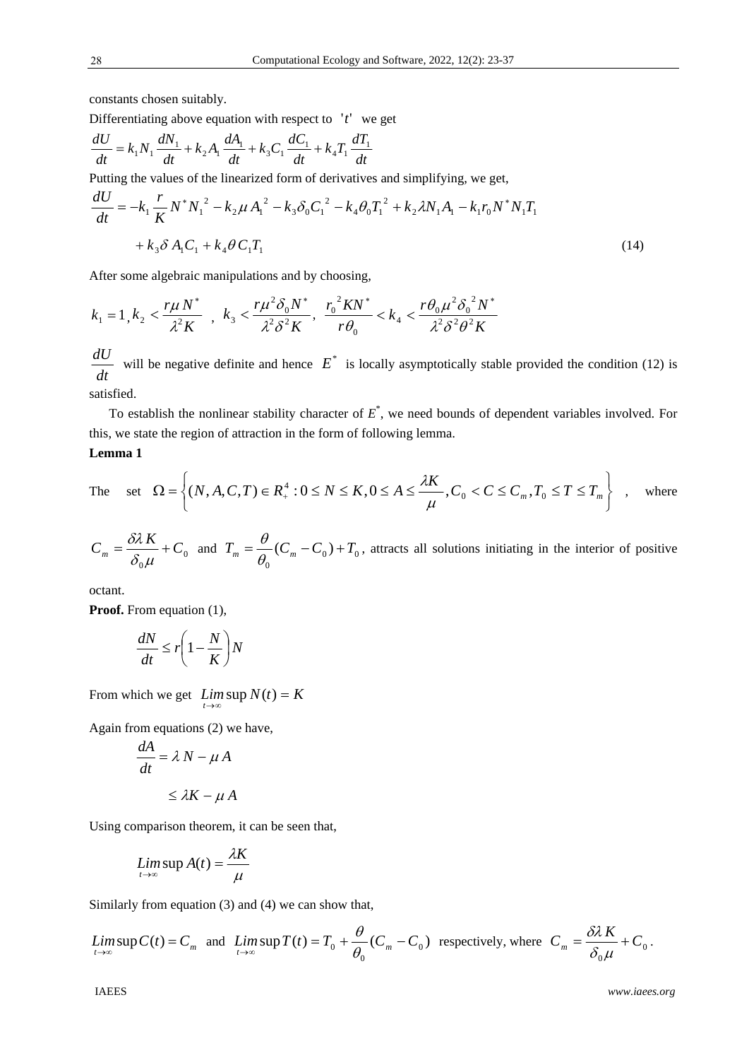constants chosen suitably.

Differentiating above equation with respect to '$t$' we get

$$\frac{dU}{dt} = k_1 N_1 \frac{dN_1}{dt} + k_2 A_1 \frac{dA_1}{dt} + k_3 C_1 \frac{dC_1}{dt} + k_4 T_1 \frac{dT_1}{dt}$$

Putting the values of the linearized form of derivatives and simplifying, we get,

$$\frac{dU}{dt} = -k_1 \frac{r}{K} N^* N_1^{\,2} - k_2 \mu A_1^{\,2} - k_3 \delta_0 C_1^{\,2} - k_4 \theta_0 T_1^{\,2} + k_2 \lambda N_1 A_1 - k_1 r_0 N^* N_1 T_1$$
$$+ k_3 \delta A_1 C_1 + k_4 \theta C_1 T_1 \tag{14}$$

After some algebraic manipulations and by choosing,

$$k_1 = 1, k_2 < \frac{r\mu N^*}{\lambda^2 K}, \quad k_3 < \frac{r\mu^2 \delta_0 N^*}{\lambda^2 \delta^2 K}, \quad \frac{r_0^{\,2} K N^*}{r\theta_0} < k_4 < \frac{r\theta_0 \mu^2 \delta_0^{\,2} N^*}{\lambda^2 \delta^2 \theta^2 K}$$

$\frac{dU}{dt}$ will be negative definite and hence $E^*$ is locally asymptotically stable provided the condition (12) is satisfied.

To establish the nonlinear stability character of $E^*$, we need bounds of dependent variables involved. For this, we state the region of attraction in the form of following lemma.

**Lemma 1**

The set $\Omega = \left\{ (N, A, C, T) \in R_+^4 : 0 \le N \le K, 0 \le A \le \frac{\lambda K}{\mu}, C_0 < C \le C_m, T_0 \le T \le T_m \right\}$, where $C_m = \frac{\delta \lambda K}{\delta_0 \mu} + C_0$ and $T_m = \frac{\theta}{\theta_0}(C_m - C_0) + T_0$, attracts all solutions initiating in the interior of positive octant.

**Proof.** From equation (1),

$$\frac{dN}{dt} \le r\left(1 - \frac{N}{K}\right) N$$

From which we get $\lim_{t \to \infty} \sup N(t) = K$

Again from equations (2) we have,

$$\frac{dA}{dt} = \lambda N - \mu A$$
$$\le \lambda K - \mu A$$

Using comparison theorem, it can be seen that,

$$\lim_{t \to \infty} \sup A(t) = \frac{\lambda K}{\mu}$$

Similarly from equation (3) and (4) we can show that,

$\lim_{t \to \infty} \sup C(t) = C_m$ and $\lim_{t \to \infty} \sup T(t) = T_0 + \frac{\theta}{\theta_0}(C_m - C_0)$ respectively, where $C_m = \frac{\delta \lambda K}{\delta_0 \mu} + C_0$.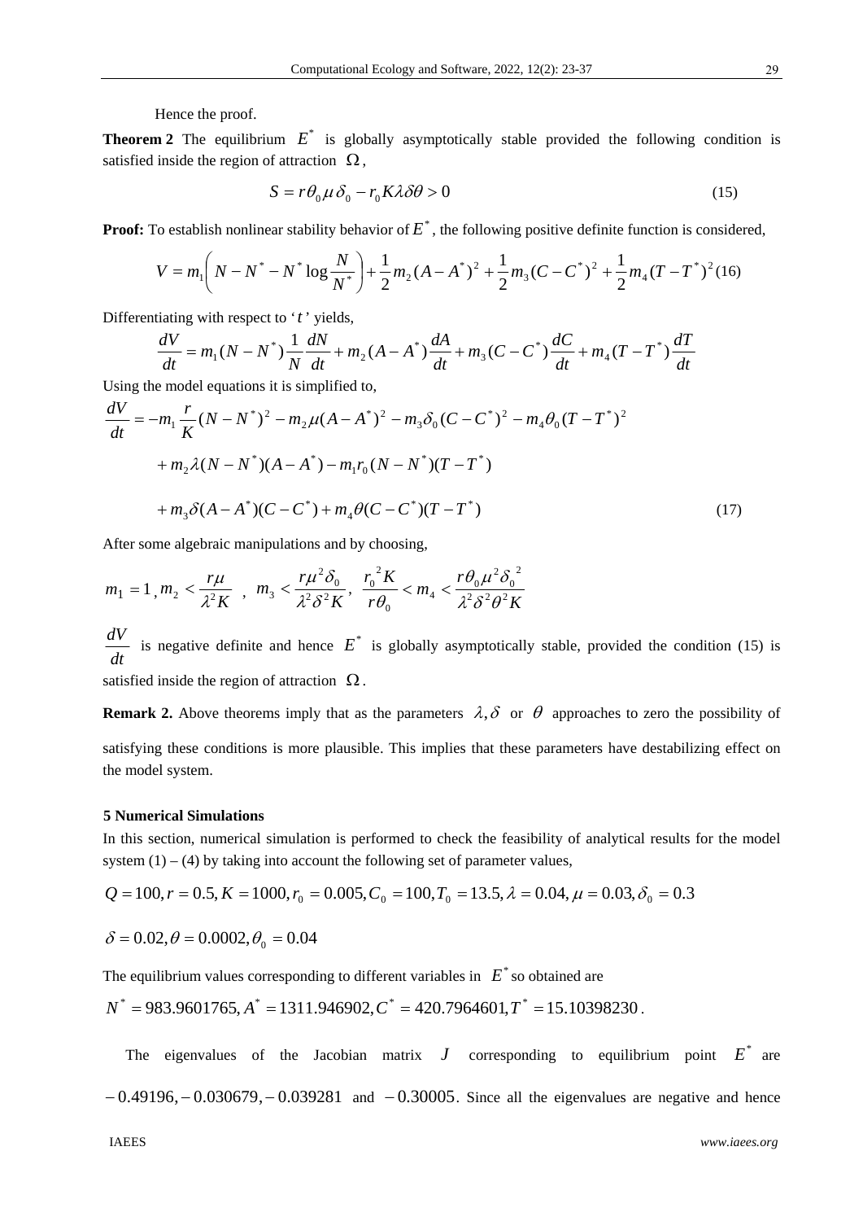Hence the proof.

**Theorem 2** The equilibrium $E^*$ is globally asymptotically stable provided the following condition is satisfied inside the region of attraction $\Omega$,

$$S = r\theta_0 \mu \delta_0 - r_0 K \lambda \delta \theta > 0 \tag{15}$$

**Proof:** To establish nonlinear stability behavior of $E^*$, the following positive definite function is considered,

$$V = m_1\left(N - N^* - N^* \log\frac{N}{N^*}\right) + \frac{1}{2}m_2(A - A^*)^2 + \frac{1}{2}m_3(C - C^*)^2 + \frac{1}{2}m_4(T - T^*)^2 \tag{16}$$

Differentiating with respect to '$t$' yields,

$$\frac{dV}{dt} = m_1(N - N^*)\frac{1}{N}\frac{dN}{dt} + m_2(A - A^*)\frac{dA}{dt} + m_3(C - C^*)\frac{dC}{dt} + m_4(T - T^*)\frac{dT}{dt}$$

Using the model equations it is simplified to,

$$\begin{aligned}\frac{dV}{dt} &= -m_1\frac{r}{K}(N - N^*)^2 - m_2\mu(A - A^*)^2 - m_3\delta_0(C - C^*)^2 - m_4\theta_0(T - T^*)^2 \\ &\quad + m_2\lambda(N - N^*)(A - A^*) - m_1 r_0(N - N^*)(T - T^*) \\ &\quad + m_3\delta(A - A^*)(C - C^*) + m_4\theta(C - C^*)(T - T^*)\end{aligned} \tag{17}$$

After some algebraic manipulations and by choosing,

$$m_1 = 1,\ m_2 < \frac{r\mu}{\lambda^2 K}\ ,\ \ m_3 < \frac{r\mu^2\delta_0}{\lambda^2\delta^2 K},\ \ \frac{r_0^{\,2}K}{r\theta_0} < m_4 < \frac{r\theta_0\mu^2\delta_0^{\,2}}{\lambda^2\delta^2\theta^2 K}$$

$\frac{dV}{dt}$ is negative definite and hence $E^*$ is globally asymptotically stable, provided the condition (15) is satisfied inside the region of attraction $\Omega$.

**Remark 2.** Above theorems imply that as the parameters $\lambda, \delta$ or $\theta$ approaches to zero the possibility of satisfying these conditions is more plausible. This implies that these parameters have destabilizing effect on the model system.

### 5 Numerical Simulations

In this section, numerical simulation is performed to check the feasibility of analytical results for the model system (1) – (4) by taking into account the following set of parameter values,

$$Q = 100, r = 0.5, K = 1000, r_0 = 0.005, C_0 = 100, T_0 = 13.5, \lambda = 0.04, \mu = 0.03, \delta_0 = 0.3$$

$$\delta = 0.02, \theta = 0.0002, \theta_0 = 0.04$$

The equilibrium values corresponding to different variables in $E^*$ so obtained are

$N^* = 983.9601765, A^* = 1311.946902, C^* = 420.7964601, T^* = 15.10398230$.

The eigenvalues of the Jacobian matrix $J$ corresponding to equilibrium point $E^*$ are $-0.49196, -0.030679, -0.039281$ and $-0.30005$. Since all the eigenvalues are negative and hence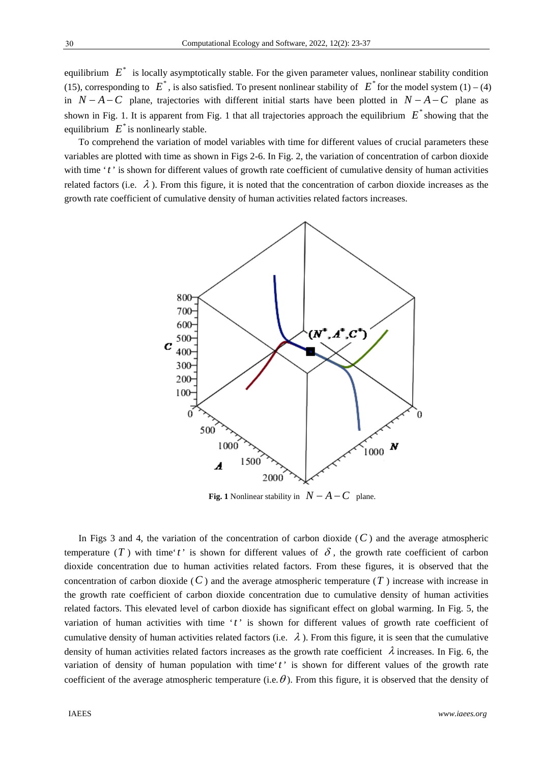equilibrium $E^*$ is locally asymptotically stable. For the given parameter values, nonlinear stability condition (15), corresponding to $E^*$, is also satisfied. To present nonlinear stability of $E^*$ for the model system (1) – (4) in $N-A-C$ plane, trajectories with different initial starts have been plotted in $N-A-C$ plane as shown in Fig. 1. It is apparent from Fig. 1 that all trajectories approach the equilibrium $E^*$ showing that the equilibrium $E^*$ is nonlinearly stable.

To comprehend the variation of model variables with time for different values of crucial parameters these variables are plotted with time as shown in Figs 2-6. In Fig. 2, the variation of concentration of carbon dioxide with time '$t$' is shown for different values of growth rate coefficient of cumulative density of human activities related factors (i.e. $\lambda$). From this figure, it is noted that the concentration of carbon dioxide increases as the growth rate coefficient of cumulative density of human activities related factors increases.

**Fig. 1** Nonlinear stability in $N-A-C$ plane.

In Figs 3 and 4, the variation of the concentration of carbon dioxide ($C$) and the average atmospheric temperature ($T$) with time '$t$' is shown for different values of $\delta$, the growth rate coefficient of carbon dioxide concentration due to human activities related factors. From these figures, it is observed that the concentration of carbon dioxide ($C$) and the average atmospheric temperature ($T$) increase with increase in the growth rate coefficient of carbon dioxide concentration due to cumulative density of human activities related factors. This elevated level of carbon dioxide has significant effect on global warming. In Fig. 5, the variation of human activities with time '$t$' is shown for different values of growth rate coefficient of cumulative density of human activities related factors (i.e. $\lambda$). From this figure, it is seen that the cumulative density of human activities related factors increases as the growth rate coefficient $\lambda$ increases. In Fig. 6, the variation of density of human population with time '$t$' is shown for different values of the growth rate coefficient of the average atmospheric temperature (i.e. $\theta$). From this figure, it is observed that the density of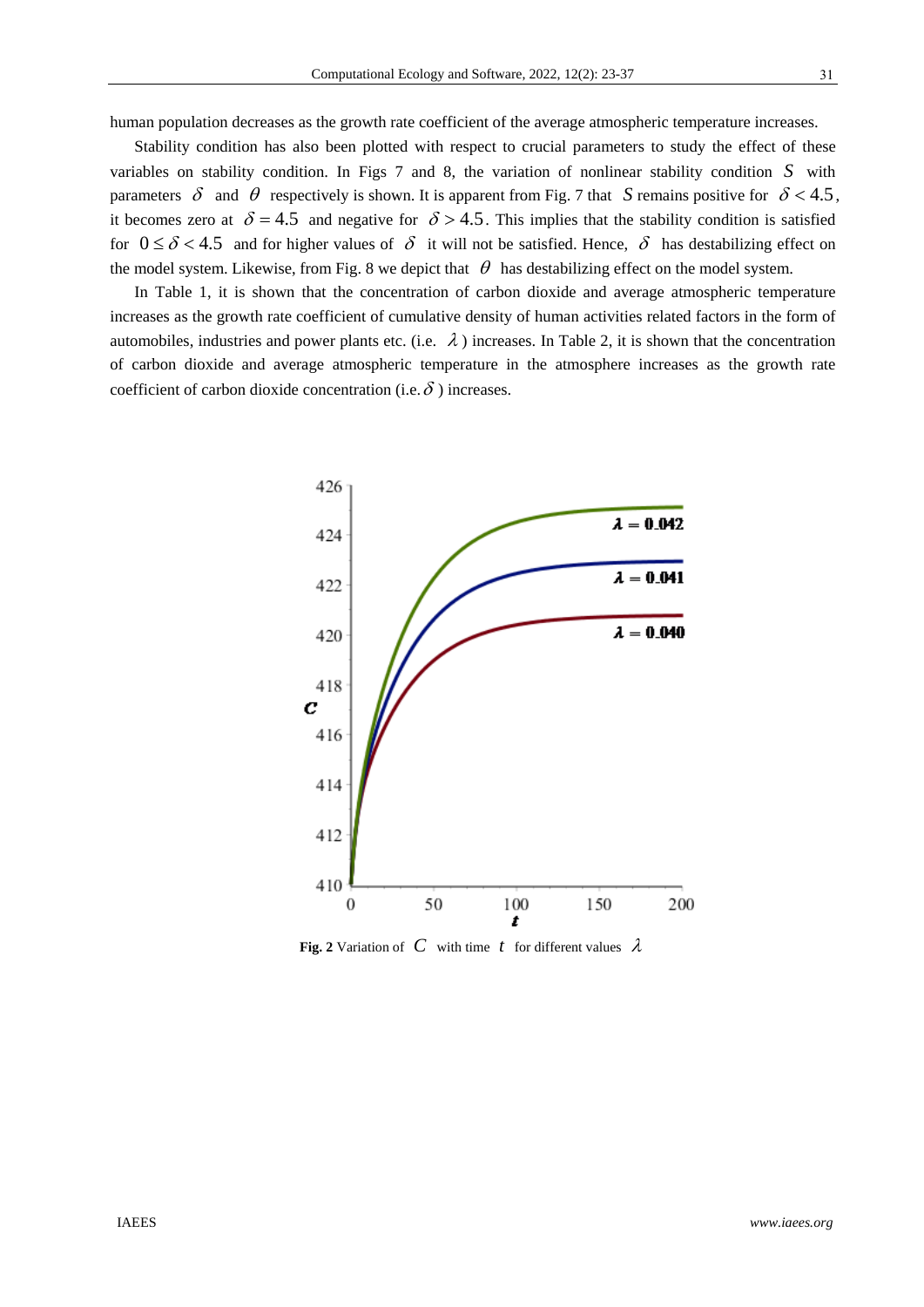human population decreases as the growth rate coefficient of the average atmospheric temperature increases.

Stability condition has also been plotted with respect to crucial parameters to study the effect of these variables on stability condition. In Figs 7 and 8, the variation of nonlinear stability condition $S$ with parameters $\delta$ and $\theta$ respectively is shown. It is apparent from Fig. 7 that $S$ remains positive for $\delta < 4.5$, it becomes zero at $\delta = 4.5$ and negative for $\delta > 4.5$. This implies that the stability condition is satisfied for $0 \le \delta < 4.5$ and for higher values of $\delta$ it will not be satisfied. Hence, $\delta$ has destabilizing effect on the model system. Likewise, from Fig. 8 we depict that $\theta$ has destabilizing effect on the model system.

In Table 1, it is shown that the concentration of carbon dioxide and average atmospheric temperature increases as the growth rate coefficient of cumulative density of human activities related factors in the form of automobiles, industries and power plants etc. (i.e. $\lambda$) increases. In Table 2, it is shown that the concentration of carbon dioxide and average atmospheric temperature in the atmosphere increases as the growth rate coefficient of carbon dioxide concentration (i.e. $\delta$) increases.

**Fig. 2** Variation of $C$ with time $t$ for different values $\lambda$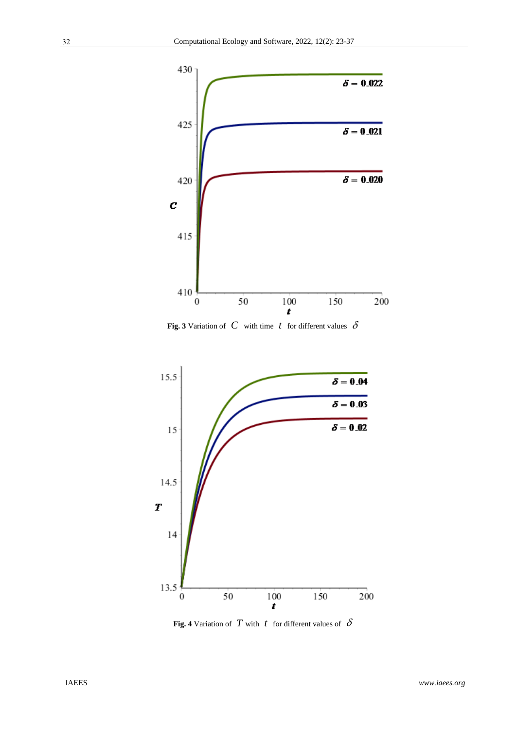**Fig. 3** Variation of $C$ with time $t$ for different values $\delta$

**Fig. 4** Variation of $T$ with $t$ for different values of $\delta$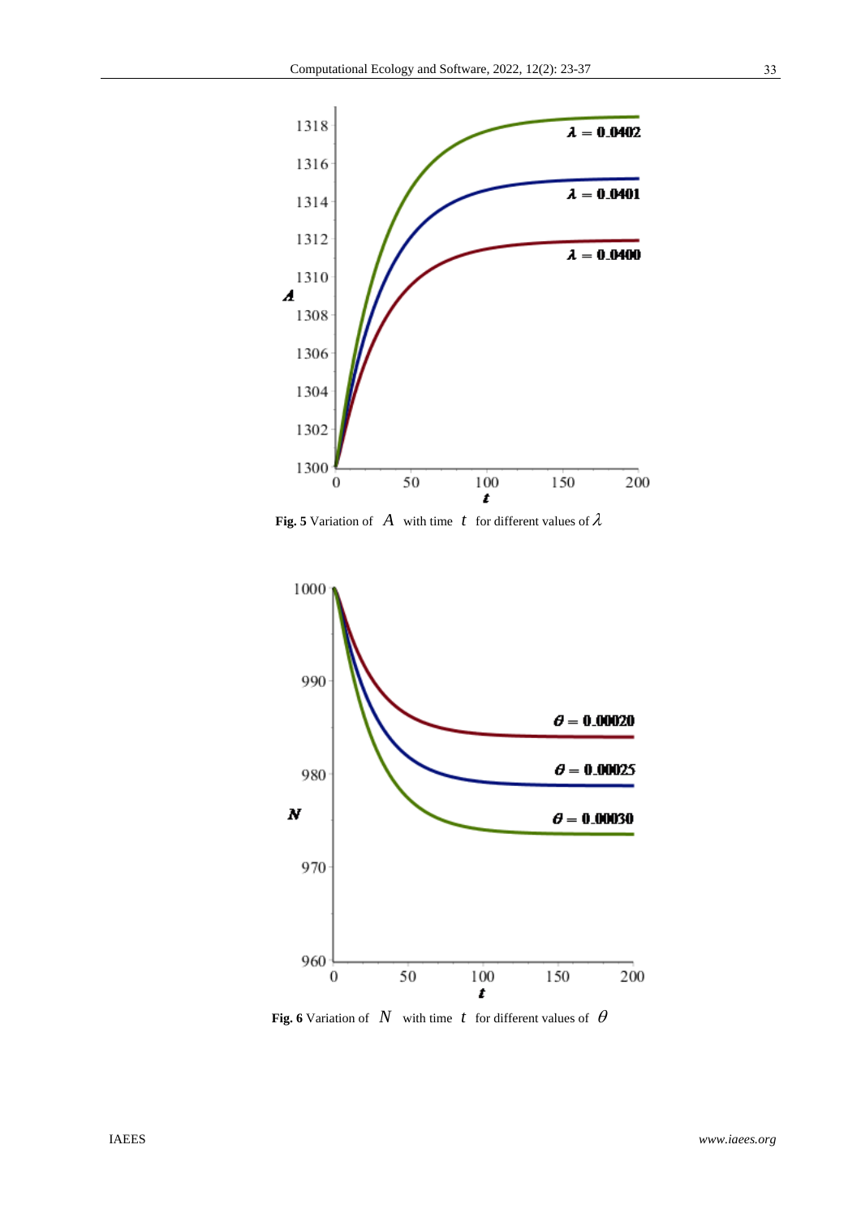**Fig. 5** Variation of $A$ with time $t$ for different values of $\lambda$

**Fig. 6** Variation of $N$ with time $t$ for different values of $\theta$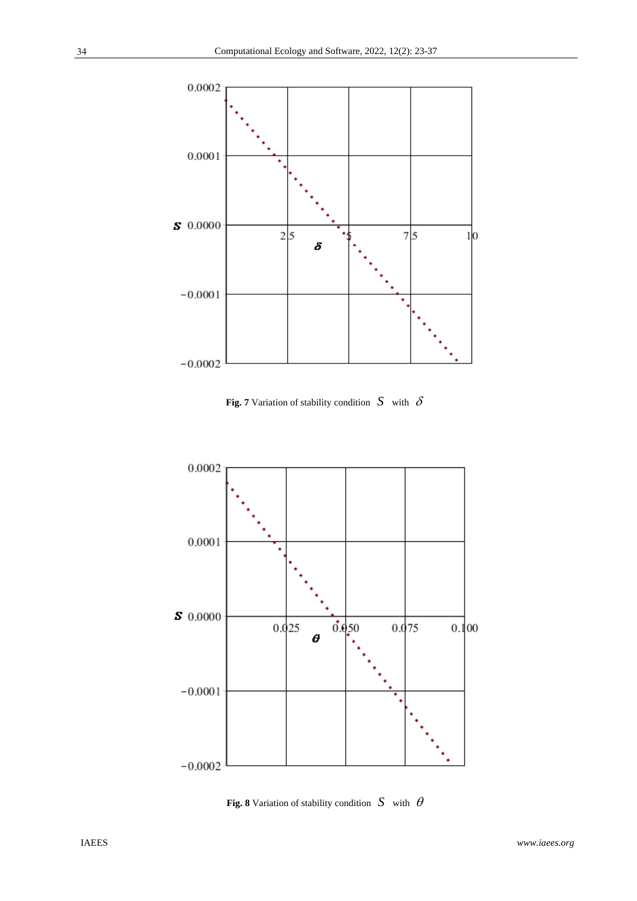**Fig. 7** Variation of stability condition $S$ with $\delta$

**Fig. 8** Variation of stability condition $S$ with $\theta$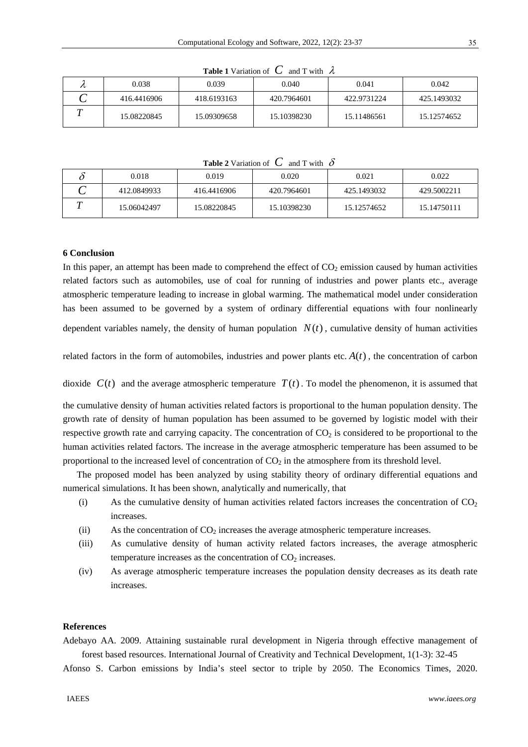**Table 1** Variation of $C$ and T with $\lambda$

| $\lambda$ | 0.038 | 0.039 | 0.040 | 0.041 | 0.042 |
|---|---|---|---|---|---|
| $C$ | 416.4416906 | 418.6193163 | 420.7964601 | 422.9731224 | 425.1493032 |
| $T$ | 15.08220845 | 15.09309658 | 15.10398230 | 15.11486561 | 15.12574652 |

**Table 2** Variation of $C$ and T with $\delta$

| $\delta$ | 0.018 | 0.019 | 0.020 | 0.021 | 0.022 |
|---|---|---|---|---|---|
| $C$ | 412.0849933 | 416.4416906 | 420.7964601 | 425.1493032 | 429.5002211 |
| $T$ | 15.06042497 | 15.08220845 | 15.10398230 | 15.12574652 | 15.14750111 |

## 6 Conclusion

In this paper, an attempt has been made to comprehend the effect of $CO_2$ emission caused by human activities related factors such as automobiles, use of coal for running of industries and power plants etc., average atmospheric temperature leading to increase in global warming. The mathematical model under consideration has been assumed to be governed by a system of ordinary differential equations with four nonlinearly dependent variables namely, the density of human population $N(t)$, cumulative density of human activities related factors in the form of automobiles, industries and power plants etc. $A(t)$, the concentration of carbon dioxide $C(t)$ and the average atmospheric temperature $T(t)$. To model the phenomenon, it is assumed that the cumulative density of human activities related factors is proportional to the human population density. The growth rate of density of human population has been assumed to be governed by logistic model with their respective growth rate and carrying capacity. The concentration of $CO_2$ is considered to be proportional to the human activities related factors. The increase in the average atmospheric temperature has been assumed to be proportional to the increased level of concentration of $CO_2$ in the atmosphere from its threshold level.

The proposed model has been analyzed by using stability theory of ordinary differential equations and numerical simulations. It has been shown, analytically and numerically, that

(i) As the cumulative density of human activities related factors increases the concentration of $CO_2$ increases.

(ii) As the concentration of $CO_2$ increases the average atmospheric temperature increases.

(iii) As cumulative density of human activity related factors increases, the average atmospheric temperature increases as the concentration of $CO_2$ increases.

(iv) As average atmospheric temperature increases the population density decreases as its death rate increases.

## References

Adebayo AA. 2009. Attaining sustainable rural development in Nigeria through effective management of forest based resources. International Journal of Creativity and Technical Development, 1(1-3): 32-45

Afonso S. Carbon emissions by India's steel sector to triple by 2050. The Economics Times, 2020.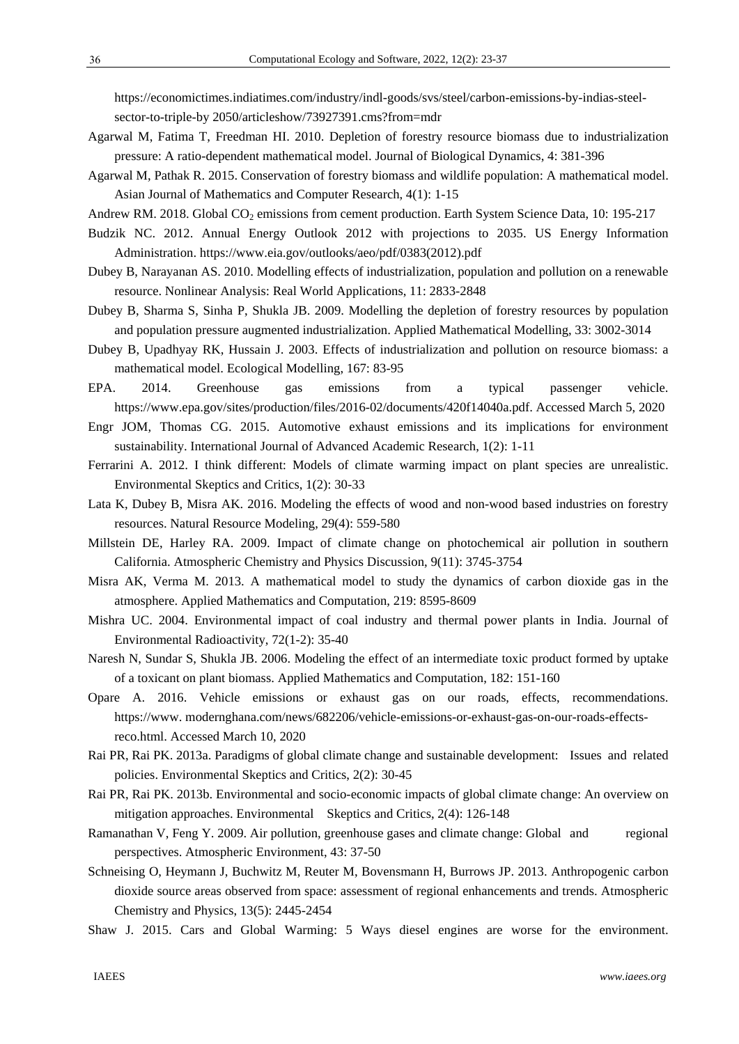https://economictimes.indiatimes.com/industry/indl-goods/svs/steel/carbon-emissions-by-indias-steel-sector-to-triple-by 2050/articleshow/73927391.cms?from=mdr

Agarwal M, Fatima T, Freedman HI. 2010. Depletion of forestry resource biomass due to industrialization pressure: A ratio-dependent mathematical model. Journal of Biological Dynamics, 4: 381-396

Agarwal M, Pathak R. 2015. Conservation of forestry biomass and wildlife population: A mathematical model. Asian Journal of Mathematics and Computer Research, 4(1): 1-15

Andrew RM. 2018. Global $CO_2$ emissions from cement production. Earth System Science Data, 10: 195-217

Budzik NC. 2012. Annual Energy Outlook 2012 with projections to 2035. US Energy Information Administration. https://www.eia.gov/outlooks/aeo/pdf/0383(2012).pdf

Dubey B, Narayanan AS. 2010. Modelling effects of industrialization, population and pollution on a renewable resource. Nonlinear Analysis: Real World Applications, 11: 2833-2848

Dubey B, Sharma S, Sinha P, Shukla JB. 2009. Modelling the depletion of forestry resources by population and population pressure augmented industrialization. Applied Mathematical Modelling, 33: 3002-3014

Dubey B, Upadhyay RK, Hussain J. 2003. Effects of industrialization and pollution on resource biomass: a mathematical model. Ecological Modelling, 167: 83-95

EPA. 2014. Greenhouse gas emissions from a typical passenger vehicle. https://www.epa.gov/sites/production/files/2016-02/documents/420f14040a.pdf. Accessed March 5, 2020

Engr JOM, Thomas CG. 2015. Automotive exhaust emissions and its implications for environment sustainability. International Journal of Advanced Academic Research, 1(2): 1-11

Ferrarini A. 2012. I think different: Models of climate warming impact on plant species are unrealistic. Environmental Skeptics and Critics, 1(2): 30-33

Lata K, Dubey B, Misra AK. 2016. Modeling the effects of wood and non-wood based industries on forestry resources. Natural Resource Modeling, 29(4): 559-580

Millstein DE, Harley RA. 2009. Impact of climate change on photochemical air pollution in southern California. Atmospheric Chemistry and Physics Discussion, 9(11): 3745-3754

Misra AK, Verma M. 2013. A mathematical model to study the dynamics of carbon dioxide gas in the atmosphere. Applied Mathematics and Computation, 219: 8595-8609

Mishra UC. 2004. Environmental impact of coal industry and thermal power plants in India. Journal of Environmental Radioactivity, 72(1-2): 35-40

Naresh N, Sundar S, Shukla JB. 2006. Modeling the effect of an intermediate toxic product formed by uptake of a toxicant on plant biomass. Applied Mathematics and Computation, 182: 151-160

Opare A. 2016. Vehicle emissions or exhaust gas on our roads, effects, recommendations. https://www. modernghana.com/news/682206/vehicle-emissions-or-exhaust-gas-on-our-roads-effects-reco.html. Accessed March 10, 2020

Rai PR, Rai PK. 2013a. Paradigms of global climate change and sustainable development: Issues and related policies. Environmental Skeptics and Critics, 2(2): 30-45

Rai PR, Rai PK. 2013b. Environmental and socio-economic impacts of global climate change: An overview on mitigation approaches. Environmental Skeptics and Critics, 2(4): 126-148

Ramanathan V, Feng Y. 2009. Air pollution, greenhouse gases and climate change: Global and regional perspectives. Atmospheric Environment, 43: 37-50

Schneising O, Heymann J, Buchwitz M, Reuter M, Bovensmann H, Burrows JP. 2013. Anthropogenic carbon dioxide source areas observed from space: assessment of regional enhancements and trends. Atmospheric Chemistry and Physics, 13(5): 2445-2454

Shaw J. 2015. Cars and Global Warming: 5 Ways diesel engines are worse for the environment.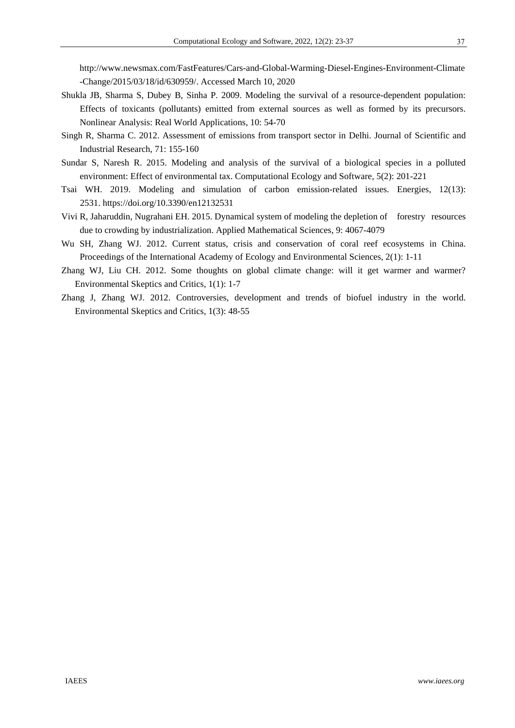http://www.newsmax.com/FastFeatures/Cars-and-Global-Warming-Diesel-Engines-Environment-Climate-Change/2015/03/18/id/630959/. Accessed March 10, 2020

Shukla JB, Sharma S, Dubey B, Sinha P. 2009. Modeling the survival of a resource-dependent population: Effects of toxicants (pollutants) emitted from external sources as well as formed by its precursors. Nonlinear Analysis: Real World Applications, 10: 54-70

Singh R, Sharma C. 2012. Assessment of emissions from transport sector in Delhi. Journal of Scientific and Industrial Research, 71: 155-160

Sundar S, Naresh R. 2015. Modeling and analysis of the survival of a biological species in a polluted environment: Effect of environmental tax. Computational Ecology and Software, 5(2): 201-221

Tsai WH. 2019. Modeling and simulation of carbon emission-related issues. Energies, 12(13): 2531. https://doi.org/10.3390/en12132531

Vivi R, Jaharuddin, Nugrahani EH. 2015. Dynamical system of modeling the depletion of forestry resources due to crowding by industrialization. Applied Mathematical Sciences, 9: 4067-4079

Wu SH, Zhang WJ. 2012. Current status, crisis and conservation of coral reef ecosystems in China. Proceedings of the International Academy of Ecology and Environmental Sciences, 2(1): 1-11

Zhang WJ, Liu CH. 2012. Some thoughts on global climate change: will it get warmer and warmer? Environmental Skeptics and Critics, 1(1): 1-7

Zhang J, Zhang WJ. 2012. Controversies, development and trends of biofuel industry in the world. Environmental Skeptics and Critics, 1(3): 48-55